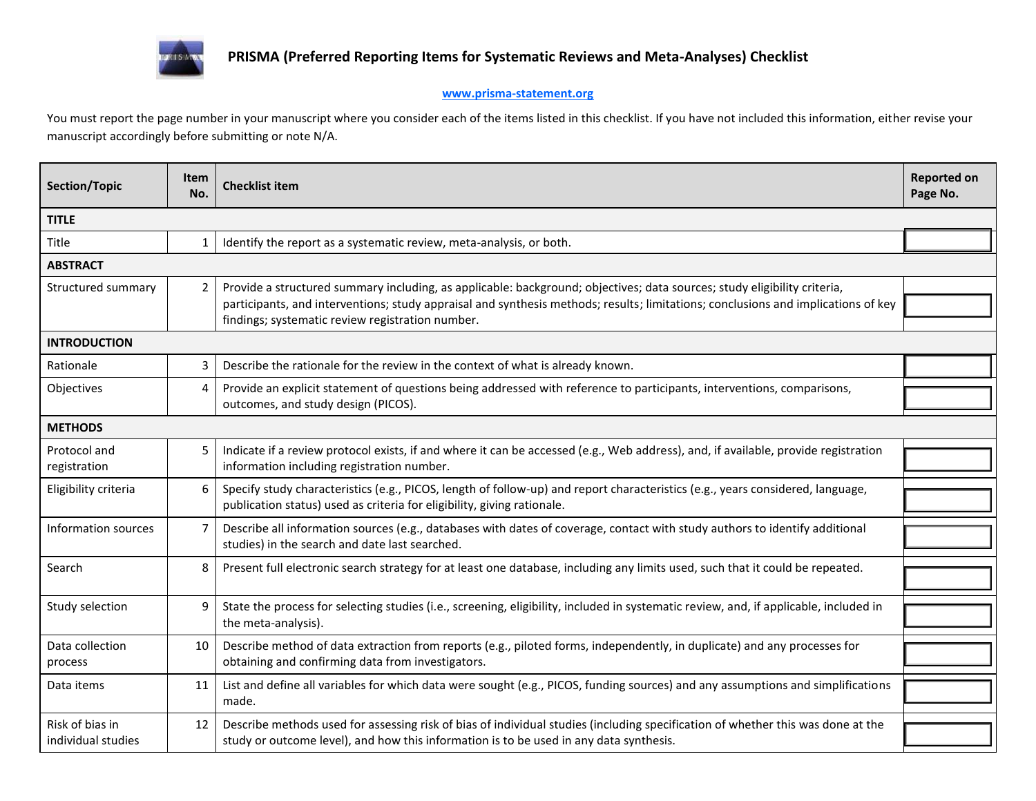# PRISMA (Preferred Reporting Items for Systematic Reviews and Meta-Analyses) Checklist

www.prisma-statement.org

You must report the page number in your manuscript where you consider each of the items listed in this checklist. If you have not included this information, either revise your manuscript accordingly before submitting or note N/A.

| Section/Topic | Item No. | Checklist item | Reported on Page No. |
|---|---|---|---|
| **TITLE** | | | |
| Title | 1 | Identify the report as a systematic review, meta-analysis, or both. | |
| **ABSTRACT** | | | |
| Structured summary | 2 | Provide a structured summary including, as applicable: background; objectives; data sources; study eligibility criteria, participants, and interventions; study appraisal and synthesis methods; results; limitations; conclusions and implications of key findings; systematic review registration number. | |
| **INTRODUCTION** | | | |
| Rationale | 3 | Describe the rationale for the review in the context of what is already known. | |
| Objectives | 4 | Provide an explicit statement of questions being addressed with reference to participants, interventions, comparisons, outcomes, and study design (PICOS). | |
| **METHODS** | | | |
| Protocol and registration | 5 | Indicate if a review protocol exists, if and where it can be accessed (e.g., Web address), and, if available, provide registration information including registration number. | |
| Eligibility criteria | 6 | Specify study characteristics (e.g., PICOS, length of follow-up) and report characteristics (e.g., years considered, language, publication status) used as criteria for eligibility, giving rationale. | |
| Information sources | 7 | Describe all information sources (e.g., databases with dates of coverage, contact with study authors to identify additional studies) in the search and date last searched. | |
| Search | 8 | Present full electronic search strategy for at least one database, including any limits used, such that it could be repeated. | |
| Study selection | 9 | State the process for selecting studies (i.e., screening, eligibility, included in systematic review, and, if applicable, included in the meta-analysis). | |
| Data collection process | 10 | Describe method of data extraction from reports (e.g., piloted forms, independently, in duplicate) and any processes for obtaining and confirming data from investigators. | |
| Data items | 11 | List and define all variables for which data were sought (e.g., PICOS, funding sources) and any assumptions and simplifications made. | |
| Risk of bias in individual studies | 12 | Describe methods used for assessing risk of bias of individual studies (including specification of whether this was done at the study or outcome level), and how this information is to be used in any data synthesis. | |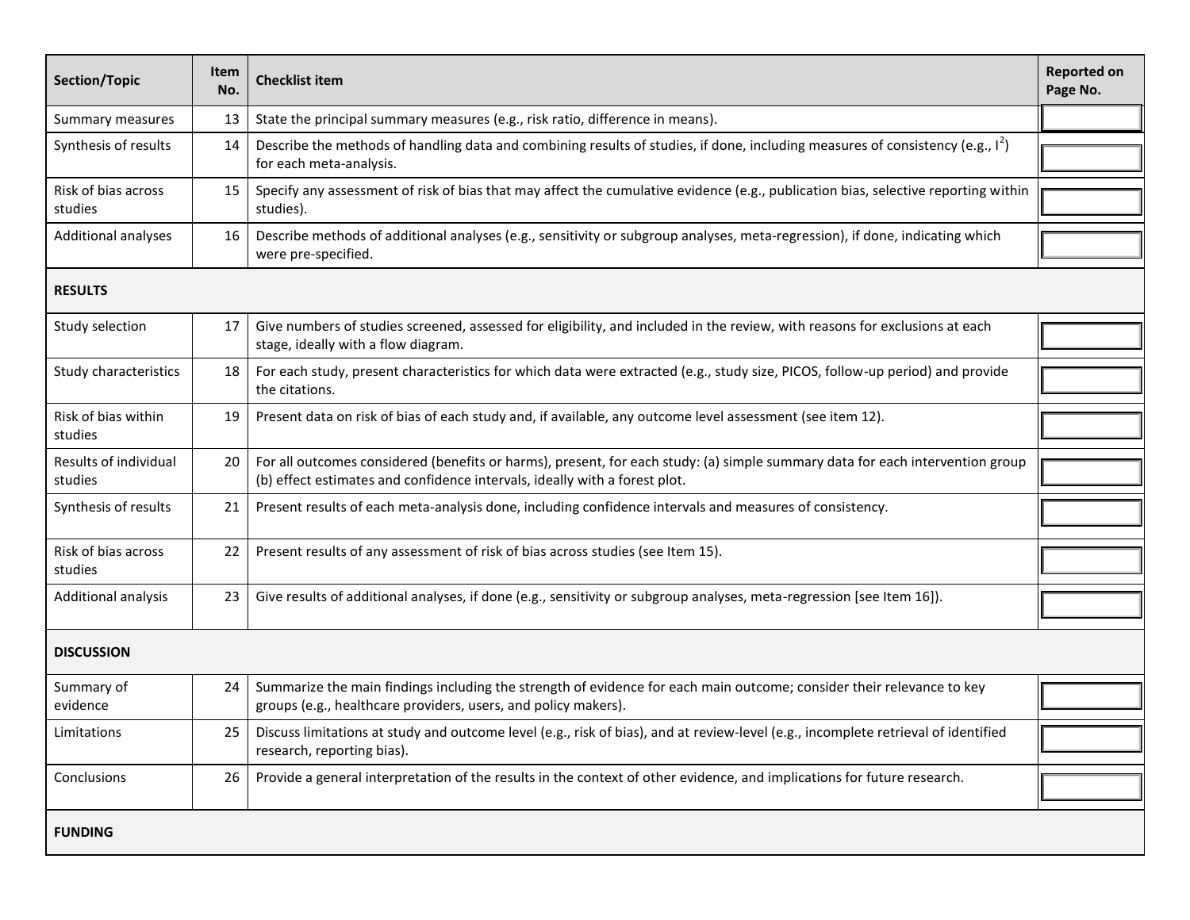| Section/Topic | Item No. | Checklist item | Reported on Page No. |
|---|---|---|---|
| Summary measures | 13 | State the principal summary measures (e.g., risk ratio, difference in means). | |
| Synthesis of results | 14 | Describe the methods of handling data and combining results of studies, if done, including measures of consistency (e.g., $I^2$) for each meta-analysis. | |
| Risk of bias across studies | 15 | Specify any assessment of risk of bias that may affect the cumulative evidence (e.g., publication bias, selective reporting within studies). | |
| Additional analyses | 16 | Describe methods of additional analyses (e.g., sensitivity or subgroup analyses, meta-regression), if done, indicating which were pre-specified. | |
| **RESULTS** | | | |
| Study selection | 17 | Give numbers of studies screened, assessed for eligibility, and included in the review, with reasons for exclusions at each stage, ideally with a flow diagram. | |
| Study characteristics | 18 | For each study, present characteristics for which data were extracted (e.g., study size, PICOS, follow-up period) and provide the citations. | |
| Risk of bias within studies | 19 | Present data on risk of bias of each study and, if available, any outcome level assessment (see item 12). | |
| Results of individual studies | 20 | For all outcomes considered (benefits or harms), present, for each study: (a) simple summary data for each intervention group (b) effect estimates and confidence intervals, ideally with a forest plot. | |
| Synthesis of results | 21 | Present results of each meta-analysis done, including confidence intervals and measures of consistency. | |
| Risk of bias across studies | 22 | Present results of any assessment of risk of bias across studies (see Item 15). | |
| Additional analysis | 23 | Give results of additional analyses, if done (e.g., sensitivity or subgroup analyses, meta-regression [see Item 16]). | |
| **DISCUSSION** | | | |
| Summary of evidence | 24 | Summarize the main findings including the strength of evidence for each main outcome; consider their relevance to key groups (e.g., healthcare providers, users, and policy makers). | |
| Limitations | 25 | Discuss limitations at study and outcome level (e.g., risk of bias), and at review-level (e.g., incomplete retrieval of identified research, reporting bias). | |
| Conclusions | 26 | Provide a general interpretation of the results in the context of other evidence, and implications for future research. | |
| **FUNDING** | | | |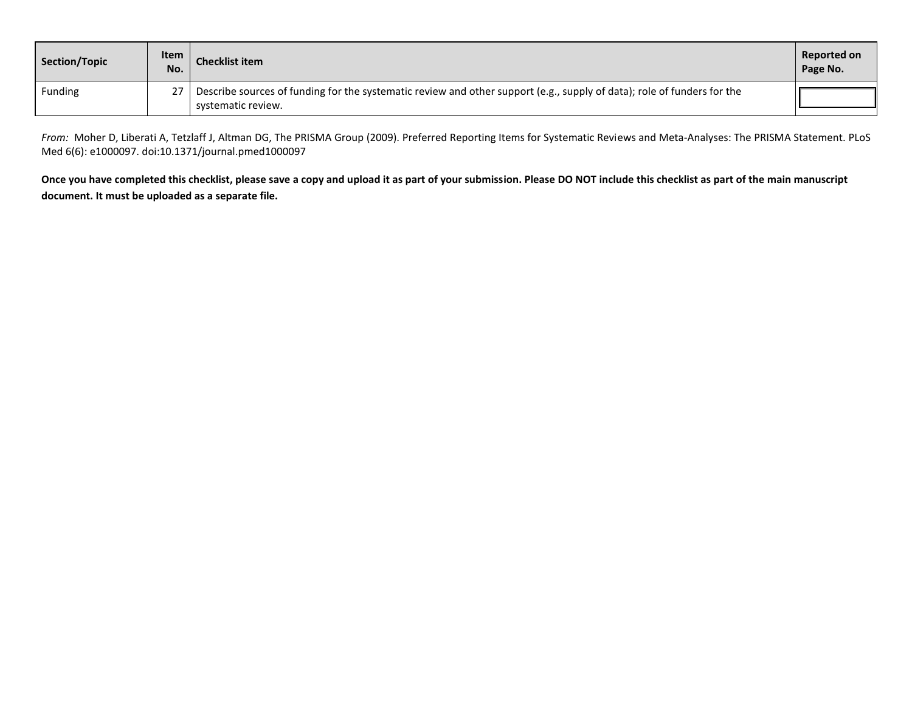| Section/Topic | Item No. | Checklist item | Reported on Page No. |
| --- | --- | --- | --- |
| Funding | 27 | Describe sources of funding for the systematic review and other support (e.g., supply of data); role of funders for the systematic review. | |

*From:* Moher D, Liberati A, Tetzlaff J, Altman DG, The PRISMA Group (2009). Preferred Reporting Items for Systematic Reviews and Meta-Analyses: The PRISMA Statement. PLoS Med 6(6): e1000097. doi:10.1371/journal.pmed1000097

**Once you have completed this checklist, please save a copy and upload it as part of your submission. Please DO NOT include this checklist as part of the main manuscript document. It must be uploaded as a separate file.**